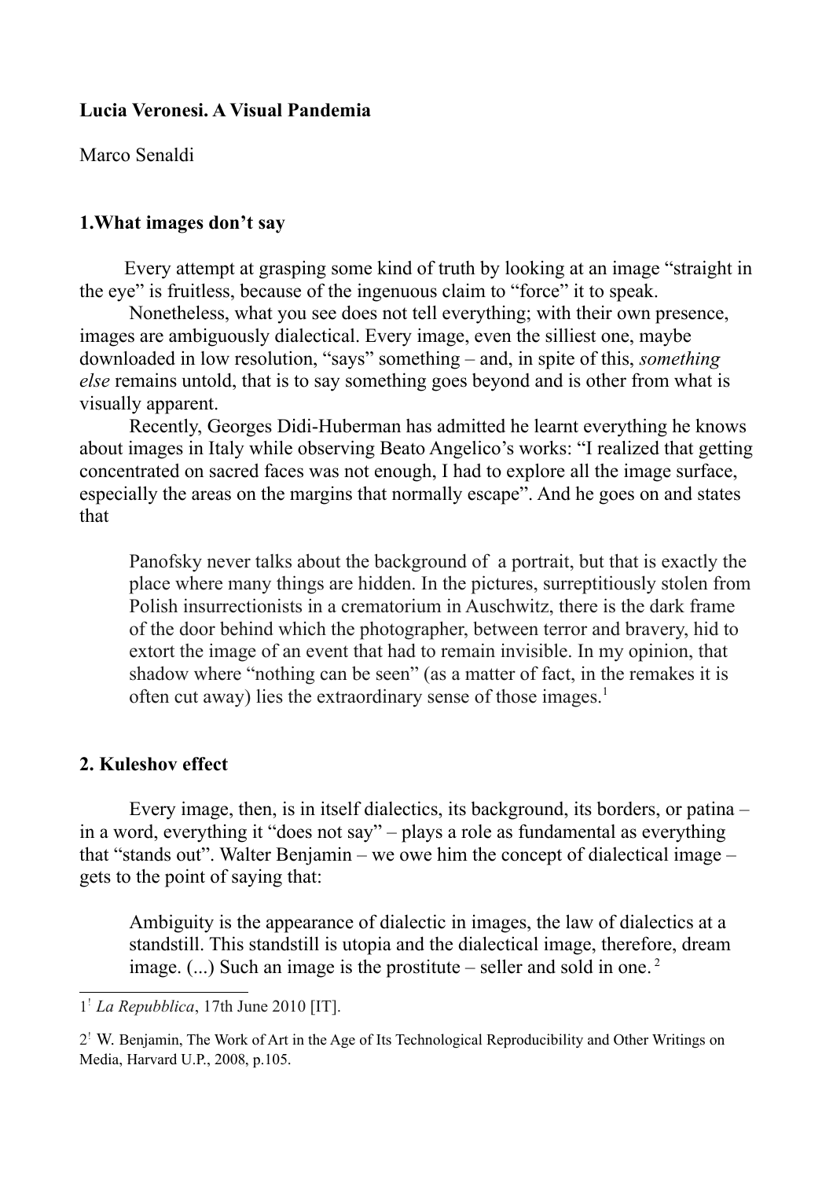**Lucia Veronesi. A Visual Pandemia**

Marco Senaldi

## 1.What images don't say

Every attempt at grasping some kind of truth by looking at an image "straight in the eye" is fruitless, because of the ingenuous claim to "force" it to speak.

Nonetheless, what you see does not tell everything; with their own presence, images are ambiguously dialectical. Every image, even the silliest one, maybe downloaded in low resolution, "says" something – and, in spite of this, *something else* remains untold, that is to say something goes beyond and is other from what is visually apparent.

Recently, Georges Didi-Huberman has admitted he learnt everything he knows about images in Italy while observing Beato Angelico's works: "I realized that getting concentrated on sacred faces was not enough, I had to explore all the image surface, especially the areas on the margins that normally escape". And he goes on and states that

> Panofsky never talks about the background of a portrait, but that is exactly the place where many things are hidden. In the pictures, surreptitiously stolen from Polish insurrectionists in a crematorium in Auschwitz, there is the dark frame of the door behind which the photographer, between terror and bravery, hid to extort the image of an event that had to remain invisible. In my opinion, that shadow where "nothing can be seen" (as a matter of fact, in the remakes it is often cut away) lies the extraordinary sense of those images.[1]

## 2. Kuleshov effect

Every image, then, is in itself dialectics, its background, its borders, or patina – in a word, everything it "does not say" – plays a role as fundamental as everything that "stands out". Walter Benjamin – we owe him the concept of dialectical image – gets to the point of saying that:

> Ambiguity is the appearance of dialectic in images, the law of dialectics at a standstill. This standstill is utopia and the dialectical image, therefore, dream image. (...) Such an image is the prostitute – seller and sold in one.[2]

---

1[!] *La Repubblica*, 17th June 2010 [IT].

2[!] W. Benjamin, The Work of Art in the Age of Its Technological Reproducibility and Other Writings on Media, Harvard U.P., 2008, p.105.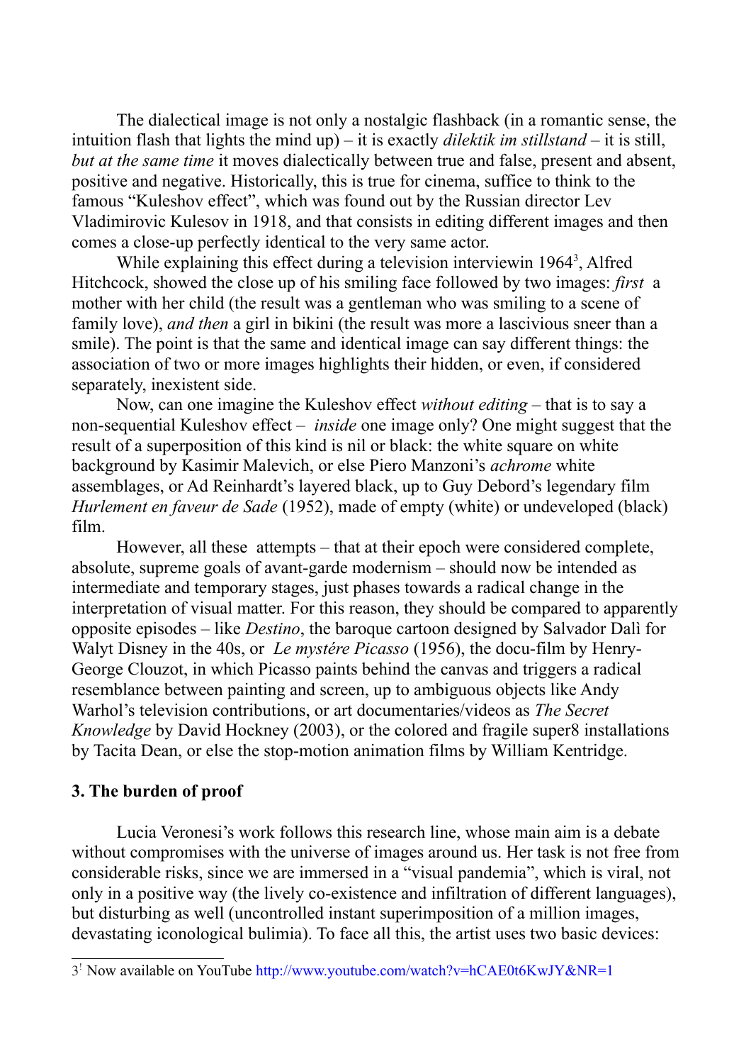The dialectical image is not only a nostalgic flashback (in a romantic sense, the intuition flash that lights the mind up) – it is exactly *dilektik im stillstand* – it is still, *but at the same time* it moves dialectically between true and false, present and absent, positive and negative. Historically, this is true for cinema, suffice to think to the famous "Kuleshov effect", which was found out by the Russian director Lev Vladimirovic Kulesov in 1918, and that consists in editing different images and then comes a close-up perfectly identical to the very same actor.

While explaining this effect during a television interviewin 1964[3], Alfred Hitchcock, showed the close up of his smiling face followed by two images: *first* a mother with her child (the result was a gentleman who was smiling to a scene of family love), *and then* a girl in bikini (the result was more a lascivious sneer than a smile). The point is that the same and identical image can say different things: the association of two or more images highlights their hidden, or even, if considered separately, inexistent side.

Now, can one imagine the Kuleshov effect *without editing* – that is to say a non-sequential Kuleshov effect – *inside* one image only? One might suggest that the result of a superposition of this kind is nil or black: the white square on white background by Kasimir Malevich, or else Piero Manzoni's *achrome* white assemblages, or Ad Reinhardt's layered black, up to Guy Debord's legendary film *Hurlement en faveur de Sade* (1952), made of empty (white) or undeveloped (black) film.

However, all these attempts – that at their epoch were considered complete, absolute, supreme goals of avant-garde modernism – should now be intended as intermediate and temporary stages, just phases towards a radical change in the interpretation of visual matter. For this reason, they should be compared to apparently opposite episodes – like *Destino*, the baroque cartoon designed by Salvador Dalì for Walyt Disney in the 40s, or *Le mystére Picasso* (1956), the docu-film by Henry-George Clouzot, in which Picasso paints behind the canvas and triggers a radical resemblance between painting and screen, up to ambiguous objects like Andy Warhol's television contributions, or art documentaries/videos as *The Secret Knowledge* by David Hockney (2003), or the colored and fragile super8 installations by Tacita Dean, or else the stop-motion animation films by William Kentridge.

### 3. The burden of proof

Lucia Veronesi's work follows this research line, whose main aim is a debate without compromises with the universe of images around us. Her task is not free from considerable risks, since we are immersed in a "visual pandemia", which is viral, not only in a positive way (the lively co-existence and infiltration of different languages), but disturbing as well (uncontrolled instant superimposition of a million images, devastating iconological bulimia). To face all this, the artist uses two basic devices:

---

[3] Now available on YouTube http://www.youtube.com/watch?v=hCAE0t6KwJY&NR=1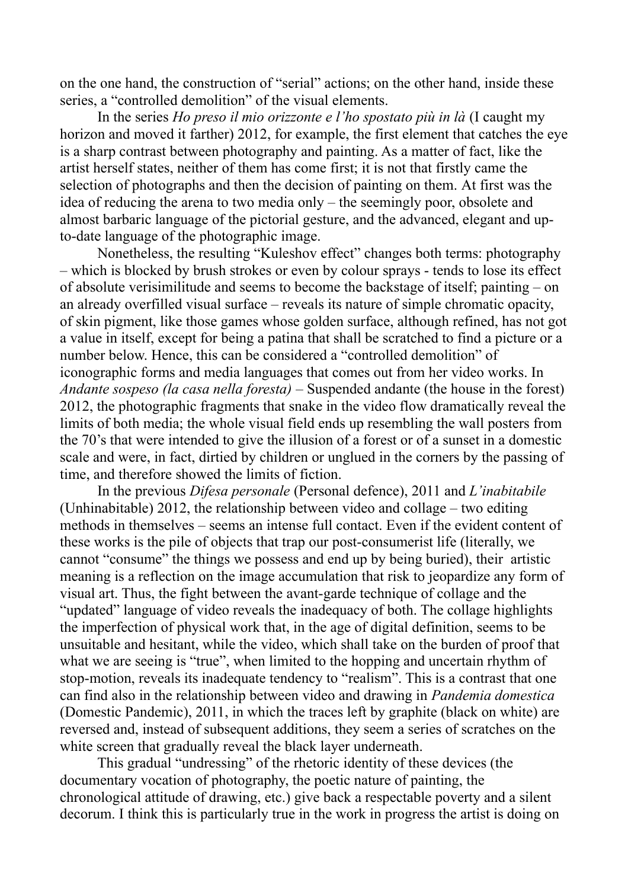on the one hand, the construction of "serial" actions; on the other hand, inside these series, a "controlled demolition" of the visual elements.

In the series *Ho preso il mio orizzonte e l'ho spostato più in là* (I caught my horizon and moved it farther) 2012, for example, the first element that catches the eye is a sharp contrast between photography and painting. As a matter of fact, like the artist herself states, neither of them has come first; it is not that firstly came the selection of photographs and then the decision of painting on them. At first was the idea of reducing the arena to two media only – the seemingly poor, obsolete and almost barbaric language of the pictorial gesture, and the advanced, elegant and up-to-date language of the photographic image.

Nonetheless, the resulting "Kuleshov effect" changes both terms: photography – which is blocked by brush strokes or even by colour sprays - tends to lose its effect of absolute verisimilitude and seems to become the backstage of itself; painting – on an already overfilled visual surface – reveals its nature of simple chromatic opacity, of skin pigment, like those games whose golden surface, although refined, has not got a value in itself, except for being a patina that shall be scratched to find a picture or a number below. Hence, this can be considered a "controlled demolition" of iconographic forms and media languages that comes out from her video works. In *Andante sospeso (la casa nella foresta)* – Suspended andante (the house in the forest) 2012, the photographic fragments that snake in the video flow dramatically reveal the limits of both media; the whole visual field ends up resembling the wall posters from the 70's that were intended to give the illusion of a forest or of a sunset in a domestic scale and were, in fact, dirtied by children or unglued in the corners by the passing of time, and therefore showed the limits of fiction.

In the previous *Difesa personale* (Personal defence), 2011 and *L'inabitabile* (Unhinabitable) 2012, the relationship between video and collage – two editing methods in themselves – seems an intense full contact. Even if the evident content of these works is the pile of objects that trap our post-consumerist life (literally, we cannot "consume" the things we possess and end up by being buried), their artistic meaning is a reflection on the image accumulation that risk to jeopardize any form of visual art. Thus, the fight between the avant-garde technique of collage and the "updated" language of video reveals the inadequacy of both. The collage highlights the imperfection of physical work that, in the age of digital definition, seems to be unsuitable and hesitant, while the video, which shall take on the burden of proof that what we are seeing is "true", when limited to the hopping and uncertain rhythm of stop-motion, reveals its inadequate tendency to "realism". This is a contrast that one can find also in the relationship between video and drawing in *Pandemia domestica* (Domestic Pandemic), 2011, in which the traces left by graphite (black on white) are reversed and, instead of subsequent additions, they seem a series of scratches on the white screen that gradually reveal the black layer underneath.

This gradual "undressing" of the rhetoric identity of these devices (the documentary vocation of photography, the poetic nature of painting, the chronological attitude of drawing, etc.) give back a respectable poverty and a silent decorum. I think this is particularly true in the work in progress the artist is doing on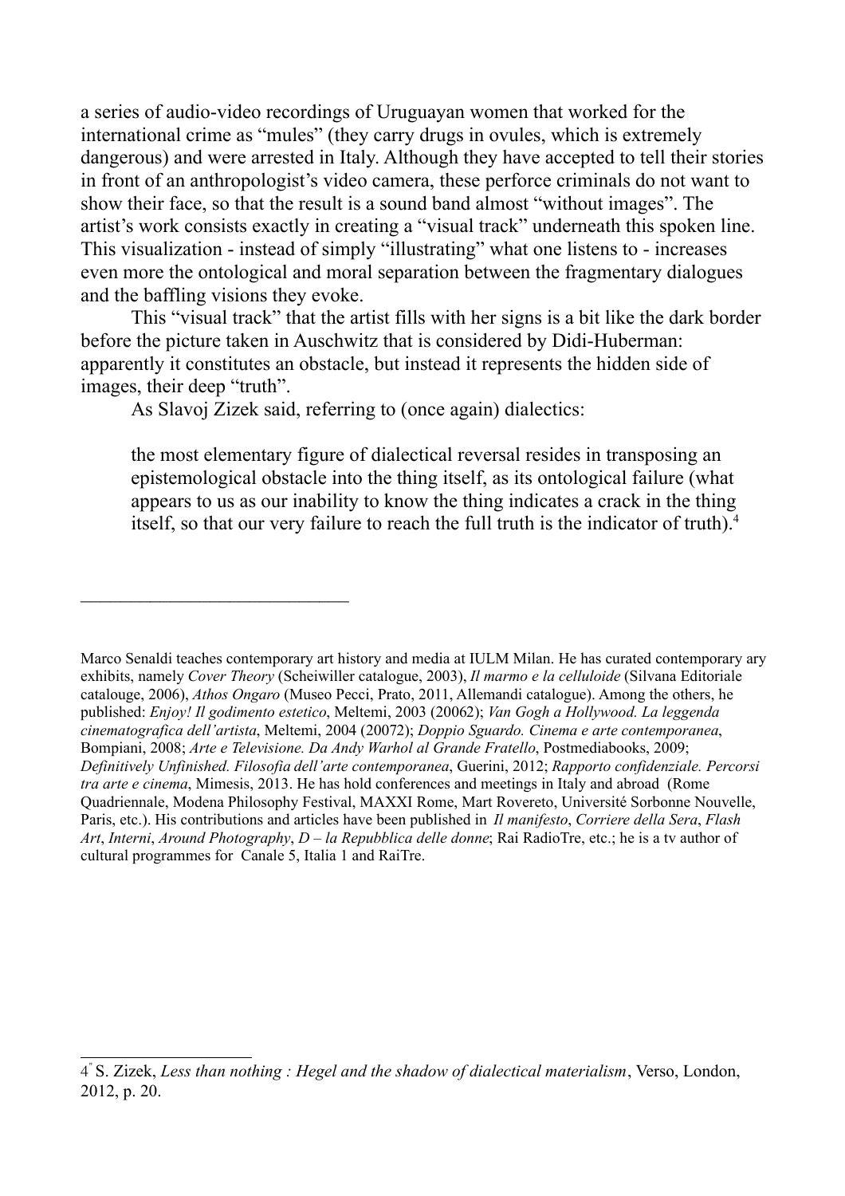a series of audio-video recordings of Uruguayan women that worked for the international crime as "mules" (they carry drugs in ovules, which is extremely dangerous) and were arrested in Italy. Although they have accepted to tell their stories in front of an anthropologist's video camera, these perforce criminals do not want to show their face, so that the result is a sound band almost "without images". The artist's work consists exactly in creating a "visual track" underneath this spoken line. This visualization - instead of simply "illustrating" what one listens to - increases even more the ontological and moral separation between the fragmentary dialogues and the baffling visions they evoke.

This "visual track" that the artist fills with her signs is a bit like the dark border before the picture taken in Auschwitz that is considered by Didi-Huberman: apparently it constitutes an obstacle, but instead it represents the hidden side of images, their deep "truth".

As Slavoj Zizek said, referring to (once again) dialectics:

> the most elementary figure of dialectical reversal resides in transposing an epistemological obstacle into the thing itself, as its ontological failure (what appears to us as our inability to know the thing indicates a crack in the thing itself, so that our very failure to reach the full truth is the indicator of truth).[4]

---

Marco Senaldi teaches contemporary art history and media at IULM Milan. He has curated contemporary ary exhibits, namely *Cover Theory* (Scheiwiller catalogue, 2003), *Il marmo e la celluloide* (Silvana Editoriale catalouge, 2006), *Athos Ongaro* (Museo Pecci, Prato, 2011, Allemandi catalogue). Among the others, he published: *Enjoy! Il godimento estetico*, Meltemi, 2003 (20062); *Van Gogh a Hollywood. La leggenda cinematografica dell'artista*, Meltemi, 2004 (20072); *Doppio Sguardo. Cinema e arte contemporanea*, Bompiani, 2008; *Arte e Televisione. Da Andy Warhol al Grande Fratello*, Postmediabooks, 2009; *Definitively Unfinished. Filosofia dell'arte contemporanea*, Guerini, 2012; *Rapporto confidenziale. Percorsi tra arte e cinema*, Mimesis, 2013. He has hold conferences and meetings in Italy and abroad (Rome Quadriennale, Modena Philosophy Festival, MAXXI Rome, Mart Rovereto, Université Sorbonne Nouvelle, Paris, etc.). His contributions and articles have been published in *Il manifesto*, *Corriere della Sera*, *Flash Art*, *Interni*, *Around Photography*, *D – la Repubblica delle donne*; Rai RadioTre, etc.; he is a tv author of cultural programmes for Canale 5, Italia 1 and RaiTre.

---

[4] S. Zizek, *Less than nothing : Hegel and the shadow of dialectical materialism*, Verso, London, 2012, p. 20.